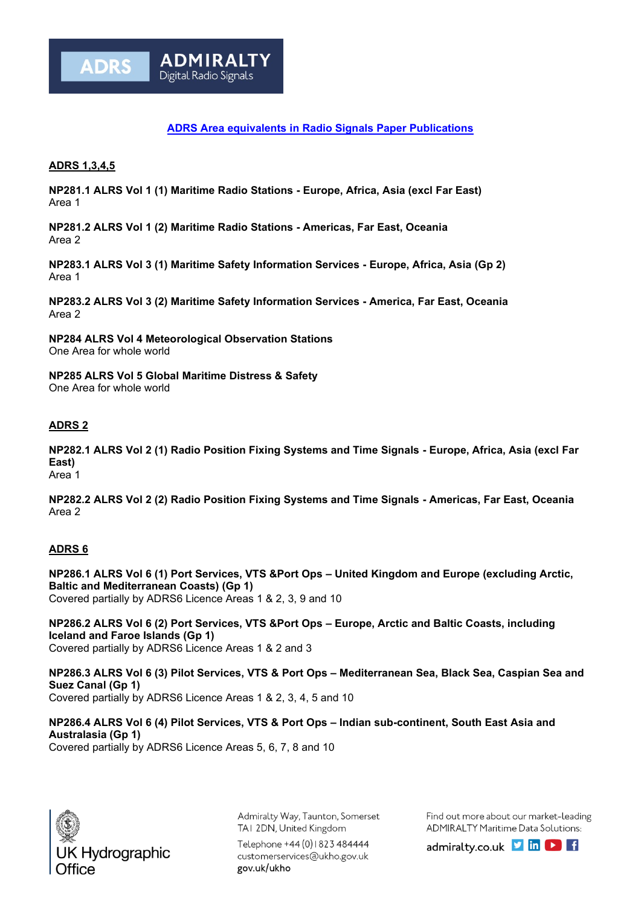ADRS ADMIRALTY Digital Radio Signals

# ADRS Area equivalents in Radio Signals Paper Publications

## ADRS 1,3,4,5

**NP281.1 ALRS Vol 1 (1) Maritime Radio Stations - Europe, Africa, Asia (excl Far East)**
Area 1

**NP281.2 ALRS Vol 1 (2) Maritime Radio Stations - Americas, Far East, Oceania**
Area 2

**NP283.1 ALRS Vol 3 (1) Maritime Safety Information Services - Europe, Africa, Asia (Gp 2)**
Area 1

**NP283.2 ALRS Vol 3 (2) Maritime Safety Information Services - America, Far East, Oceania**
Area 2

**NP284 ALRS Vol 4 Meteorological Observation Stations**
One Area for whole world

**NP285 ALRS Vol 5 Global Maritime Distress & Safety**
One Area for whole world

## ADRS 2

**NP282.1 ALRS Vol 2 (1) Radio Position Fixing Systems and Time Signals - Europe, Africa, Asia (excl Far East)**
Area 1

**NP282.2 ALRS Vol 2 (2) Radio Position Fixing Systems and Time Signals - Americas, Far East, Oceania**
Area 2

## ADRS 6

**NP286.1 ALRS Vol 6 (1) Port Services, VTS &Port Ops – United Kingdom and Europe (excluding Arctic, Baltic and Mediterranean Coasts) (Gp 1)**
Covered partially by ADRS6 Licence Areas 1 & 2, 3, 9 and 10

**NP286.2 ALRS Vol 6 (2) Port Services, VTS &Port Ops – Europe, Arctic and Baltic Coasts, including Iceland and Faroe Islands (Gp 1)**
Covered partially by ADRS6 Licence Areas 1 & 2 and 3

**NP286.3 ALRS Vol 6 (3) Pilot Services, VTS & Port Ops – Mediterranean Sea, Black Sea, Caspian Sea and Suez Canal (Gp 1)**
Covered partially by ADRS6 Licence Areas 1 & 2, 3, 4, 5 and 10

**NP286.4 ALRS Vol 6 (4) Pilot Services, VTS & Port Ops – Indian sub-continent, South East Asia and Australasia (Gp 1)**
Covered partially by ADRS6 Licence Areas 5, 6, 7, 8 and 10

UK Hydrographic Office

Admiralty Way, Taunton, Somerset
TA1 2DN, United Kingdom
Telephone +44 (0)1823 484444
customerservices@ukho.gov.uk
gov.uk/ukho

Find out more about our market-leading ADMIRALTY Maritime Data Solutions:
admiralty.co.uk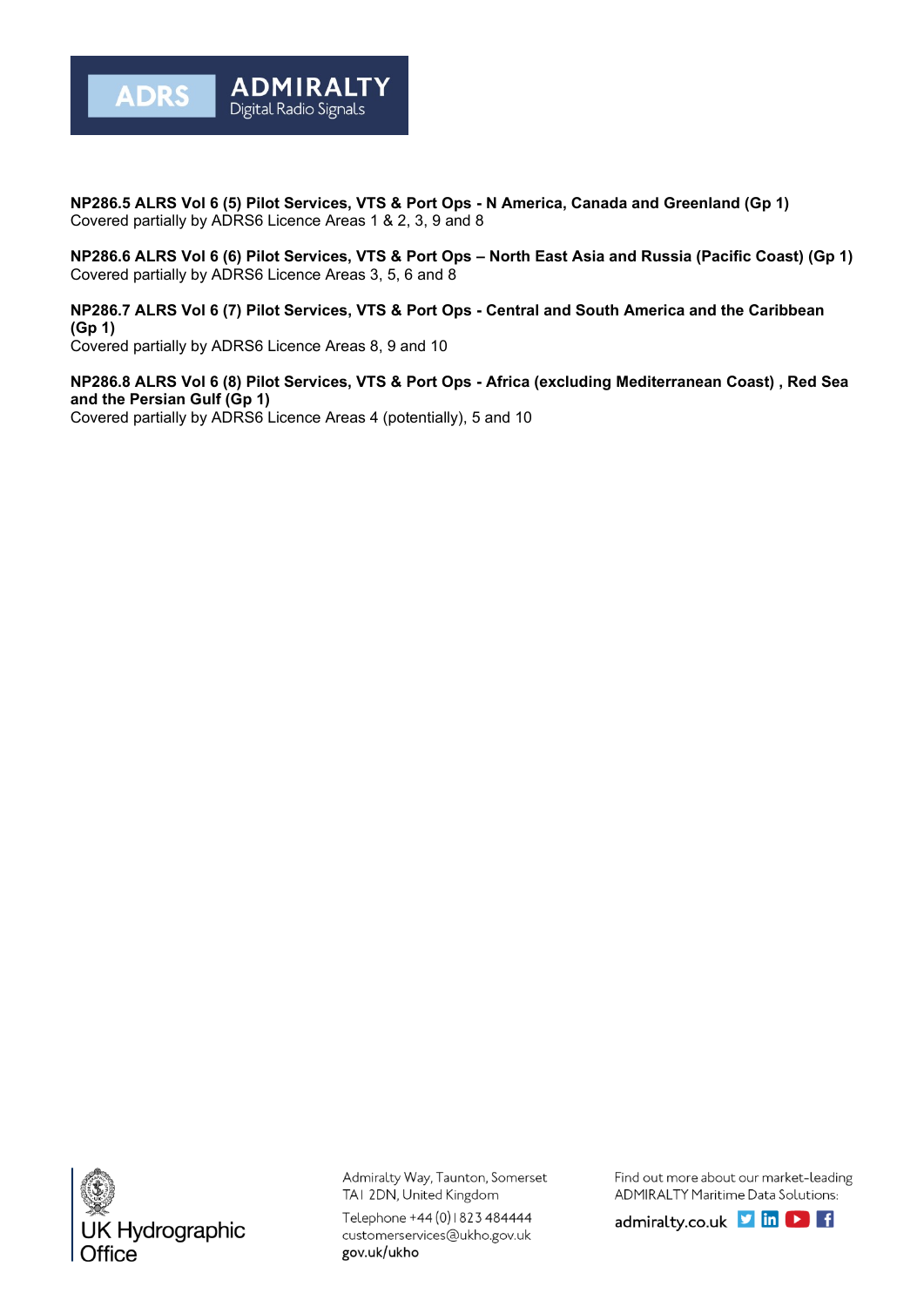**NP286.5 ALRS Vol 6 (5) Pilot Services, VTS & Port Ops - N America, Canada and Greenland (Gp 1)**
Covered partially by ADRS6 Licence Areas 1 & 2, 3, 9 and 8

**NP286.6 ALRS Vol 6 (6) Pilot Services, VTS & Port Ops – North East Asia and Russia (Pacific Coast) (Gp 1)**
Covered partially by ADRS6 Licence Areas 3, 5, 6 and 8

**NP286.7 ALRS Vol 6 (7) Pilot Services, VTS & Port Ops - Central and South America and the Caribbean (Gp 1)**
Covered partially by ADRS6 Licence Areas 8, 9 and 10

**NP286.8 ALRS Vol 6 (8) Pilot Services, VTS & Port Ops - Africa (excluding Mediterranean Coast) , Red Sea and the Persian Gulf (Gp 1)**
Covered partially by ADRS6 Licence Areas 4 (potentially), 5 and 10